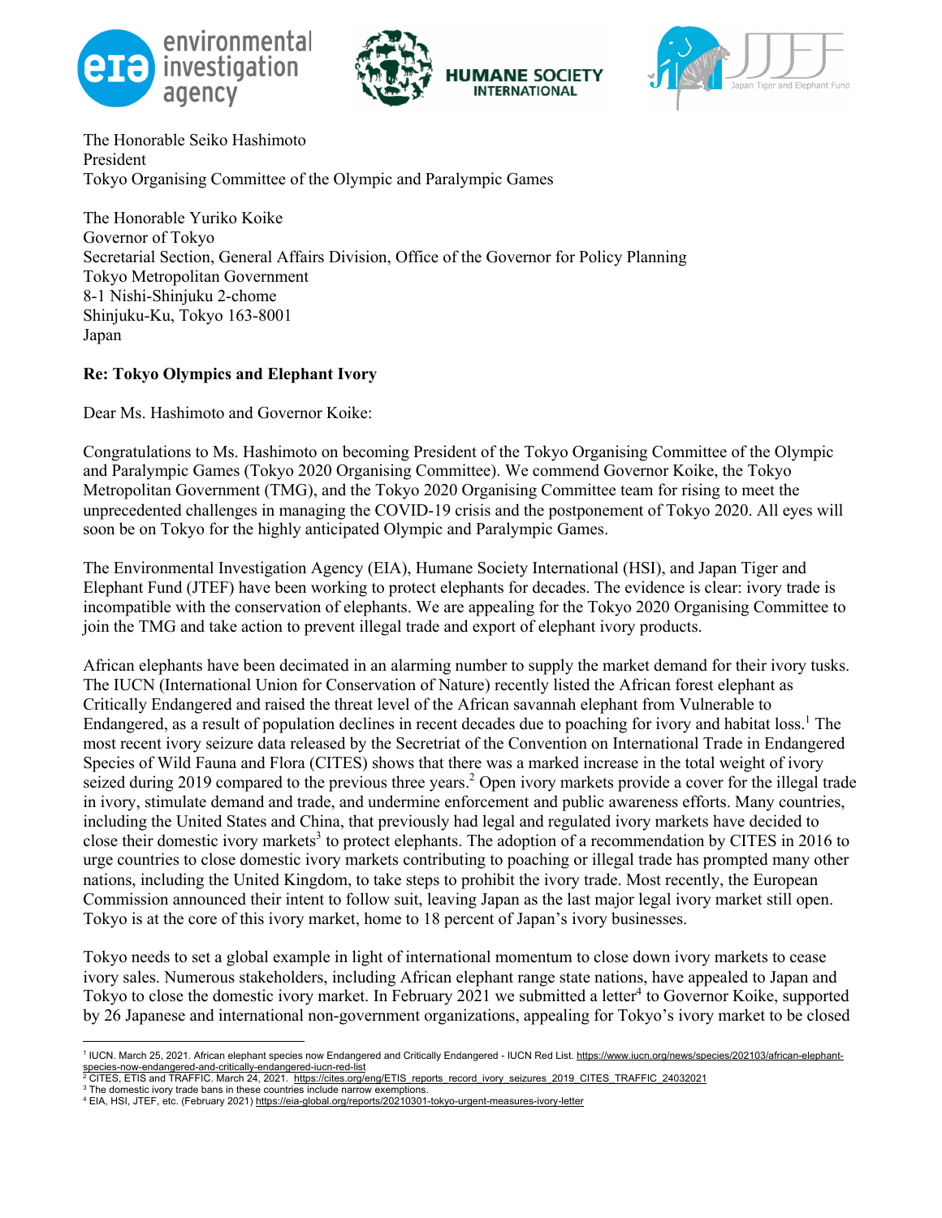The Honorable Seiko Hashimoto
President
Tokyo Organising Committee of the Olympic and Paralympic Games

The Honorable Yuriko Koike
Governor of Tokyo
Secretarial Section, General Affairs Division, Office of the Governor for Policy Planning
Tokyo Metropolitan Government
8-1 Nishi-Shinjuku 2-chome
Shinjuku-Ku, Tokyo 163-8001
Japan

**Re: Tokyo Olympics and Elephant Ivory**

Dear Ms. Hashimoto and Governor Koike:

Congratulations to Ms. Hashimoto on becoming President of the Tokyo Organising Committee of the Olympic and Paralympic Games (Tokyo 2020 Organising Committee). We commend Governor Koike, the Tokyo Metropolitan Government (TMG), and the Tokyo 2020 Organising Committee team for rising to meet the unprecedented challenges in managing the COVID-19 crisis and the postponement of Tokyo 2020. All eyes will soon be on Tokyo for the highly anticipated Olympic and Paralympic Games.

The Environmental Investigation Agency (EIA), Humane Society International (HSI), and Japan Tiger and Elephant Fund (JTEF) have been working to protect elephants for decades. The evidence is clear: ivory trade is incompatible with the conservation of elephants. We are appealing for the Tokyo 2020 Organising Committee to join the TMG and take action to prevent illegal trade and export of elephant ivory products.

African elephants have been decimated in an alarming number to supply the market demand for their ivory tusks. The IUCN (International Union for Conservation of Nature) recently listed the African forest elephant as Critically Endangered and raised the threat level of the African savannah elephant from Vulnerable to Endangered, as a result of population declines in recent decades due to poaching for ivory and habitat loss.[1] The most recent ivory seizure data released by the Secretriat of the Convention on International Trade in Endangered Species of Wild Fauna and Flora (CITES) shows that there was a marked increase in the total weight of ivory seized during 2019 compared to the previous three years.[2] Open ivory markets provide a cover for the illegal trade in ivory, stimulate demand and trade, and undermine enforcement and public awareness efforts. Many countries, including the United States and China, that previously had legal and regulated ivory markets have decided to close their domestic ivory markets[3] to protect elephants. The adoption of a recommendation by CITES in 2016 to urge countries to close domestic ivory markets contributing to poaching or illegal trade has prompted many other nations, including the United Kingdom, to take steps to prohibit the ivory trade. Most recently, the European Commission announced their intent to follow suit, leaving Japan as the last major legal ivory market still open. Tokyo is at the core of this ivory market, home to 18 percent of Japan's ivory businesses.

Tokyo needs to set a global example in light of international momentum to close down ivory markets to cease ivory sales. Numerous stakeholders, including African elephant range state nations, have appealed to Japan and Tokyo to close the domestic ivory market. In February 2021 we submitted a letter[4] to Governor Koike, supported by 26 Japanese and international non-government organizations, appealing for Tokyo's ivory market to be closed

---

[1] IUCN. March 25, 2021. African elephant species now Endangered and Critically Endangered - IUCN Red List. https://www.iucn.org/news/species/202103/african-elephant-species-now-endangered-and-critically-endangered-iucn-red-list

[2] CITES, ETIS and TRAFFIC. March 24, 2021. https://cites.org/eng/ETIS_reports_record_ivory_seizures_2019_CITES_TRAFFIC_24032021

[3] The domestic ivory trade bans in these countries include narrow exemptions.

[4] EIA, HSI, JTEF, etc. (February 2021) https://eia-global.org/reports/20210301-tokyo-urgent-measures-ivory-letter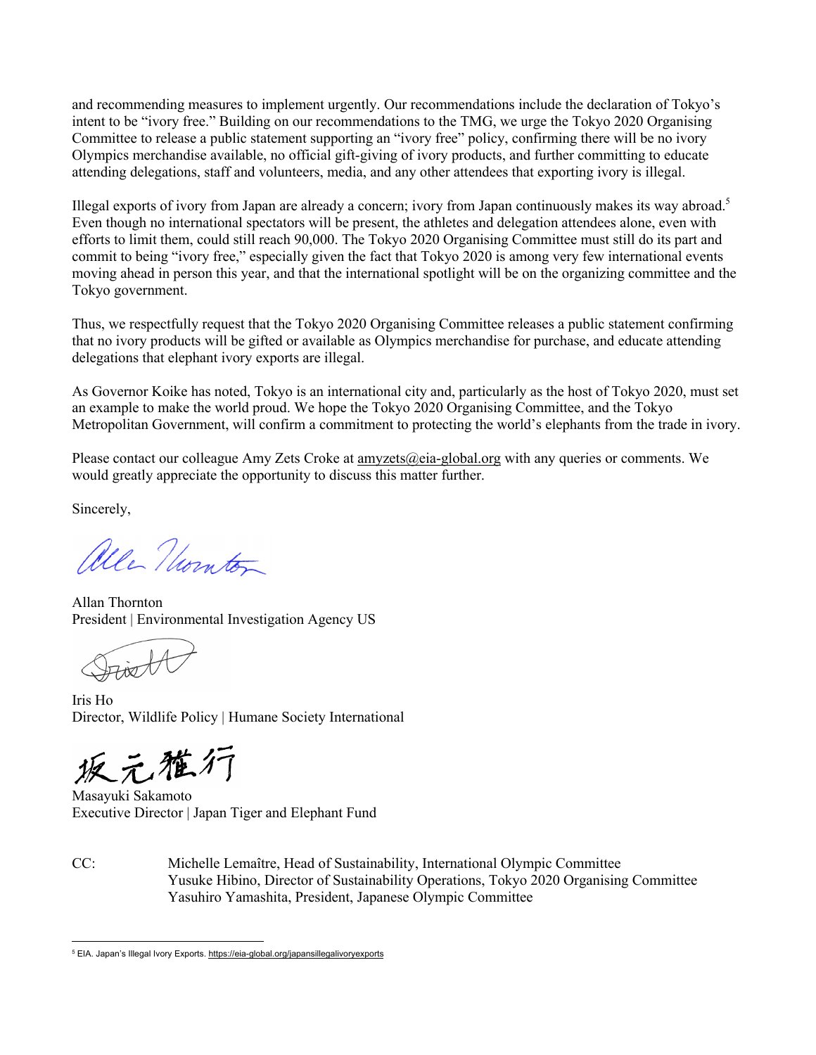and recommending measures to implement urgently. Our recommendations include the declaration of Tokyo's intent to be "ivory free." Building on our recommendations to the TMG, we urge the Tokyo 2020 Organising Committee to release a public statement supporting an "ivory free" policy, confirming there will be no ivory Olympics merchandise available, no official gift-giving of ivory products, and further committing to educate attending delegations, staff and volunteers, media, and any other attendees that exporting ivory is illegal.

Illegal exports of ivory from Japan are already a concern; ivory from Japan continuously makes its way abroad.[5] Even though no international spectators will be present, the athletes and delegation attendees alone, even with efforts to limit them, could still reach 90,000. The Tokyo 2020 Organising Committee must still do its part and commit to being "ivory free," especially given the fact that Tokyo 2020 is among very few international events moving ahead in person this year, and that the international spotlight will be on the organizing committee and the Tokyo government.

Thus, we respectfully request that the Tokyo 2020 Organising Committee releases a public statement confirming that no ivory products will be gifted or available as Olympics merchandise for purchase, and educate attending delegations that elephant ivory exports are illegal.

As Governor Koike has noted, Tokyo is an international city and, particularly as the host of Tokyo 2020, must set an example to make the world proud. We hope the Tokyo 2020 Organising Committee, and the Tokyo Metropolitan Government, will confirm a commitment to protecting the world's elephants from the trade in ivory.

Please contact our colleague Amy Zets Croke at amyzets@eia-global.org with any queries or comments. We would greatly appreciate the opportunity to discuss this matter further.

Sincerely,

Allan Thornton
President | Environmental Investigation Agency US

Iris Ho
Director, Wildlife Policy | Humane Society International

坂元雅行
Masayuki Sakamoto
Executive Director | Japan Tiger and Elephant Fund

CC: Michelle Lemaître, Head of Sustainability, International Olympic Committee
Yusuke Hibino, Director of Sustainability Operations, Tokyo 2020 Organising Committee
Yasuhiro Yamashita, President, Japanese Olympic Committee

[5] EIA. Japan's Illegal Ivory Exports. https://eia-global.org/japansillegalivoryexports